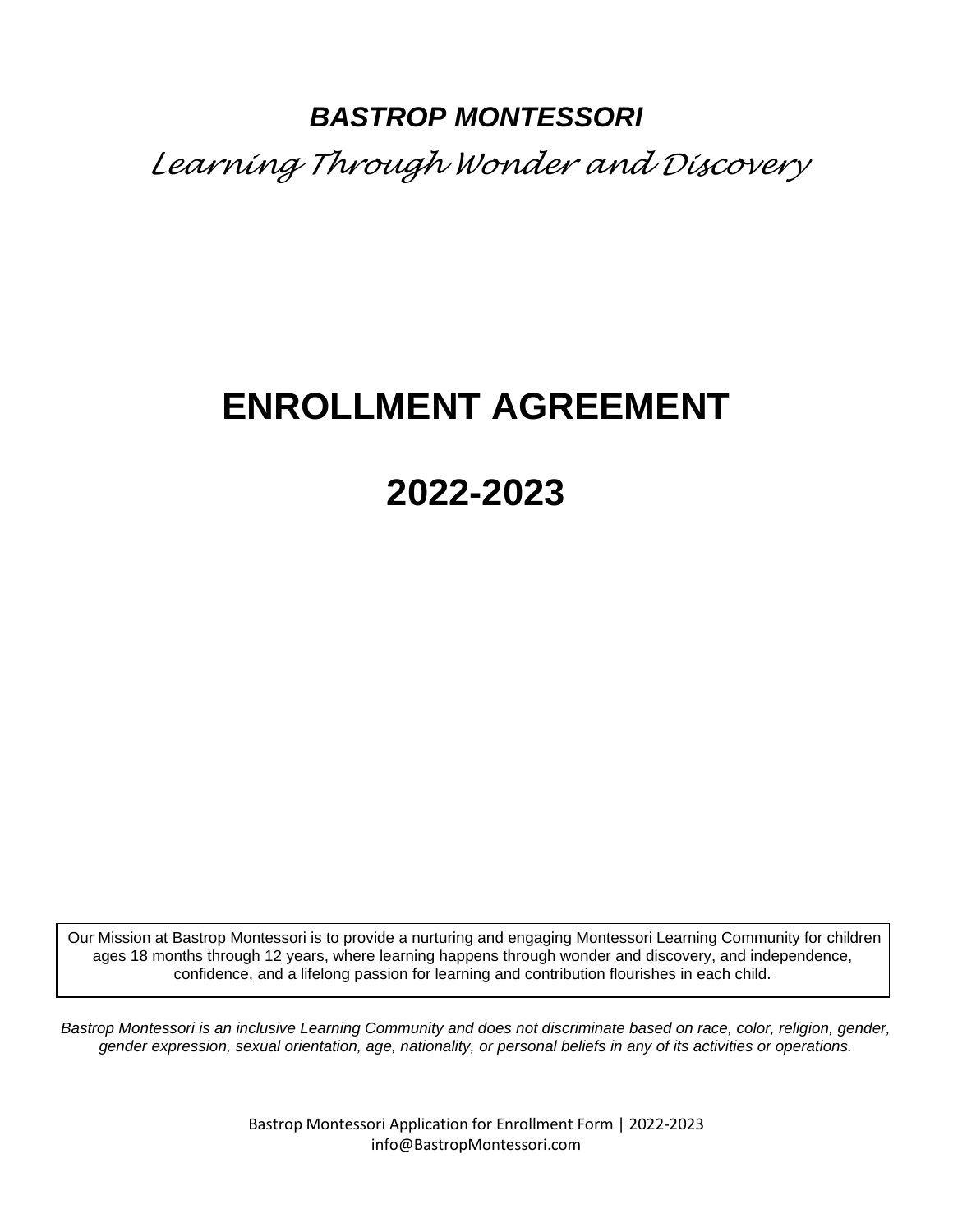***BASTROP MONTESSORI***

*Learning Through Wonder and Discovery*

# ENROLLMENT AGREEMENT

# 2022-2023

Our Mission at Bastrop Montessori is to provide a nurturing and engaging Montessori Learning Community for children ages 18 months through 12 years, where learning happens through wonder and discovery, and independence, confidence, and a lifelong passion for learning and contribution flourishes in each child.

*Bastrop Montessori is an inclusive Learning Community and does not discriminate based on race, color, religion, gender, gender expression, sexual orientation, age, nationality, or personal beliefs in any of its activities or operations.*

Bastrop Montessori Application for Enrollment Form | 2022-2023
info@BastropMontessori.com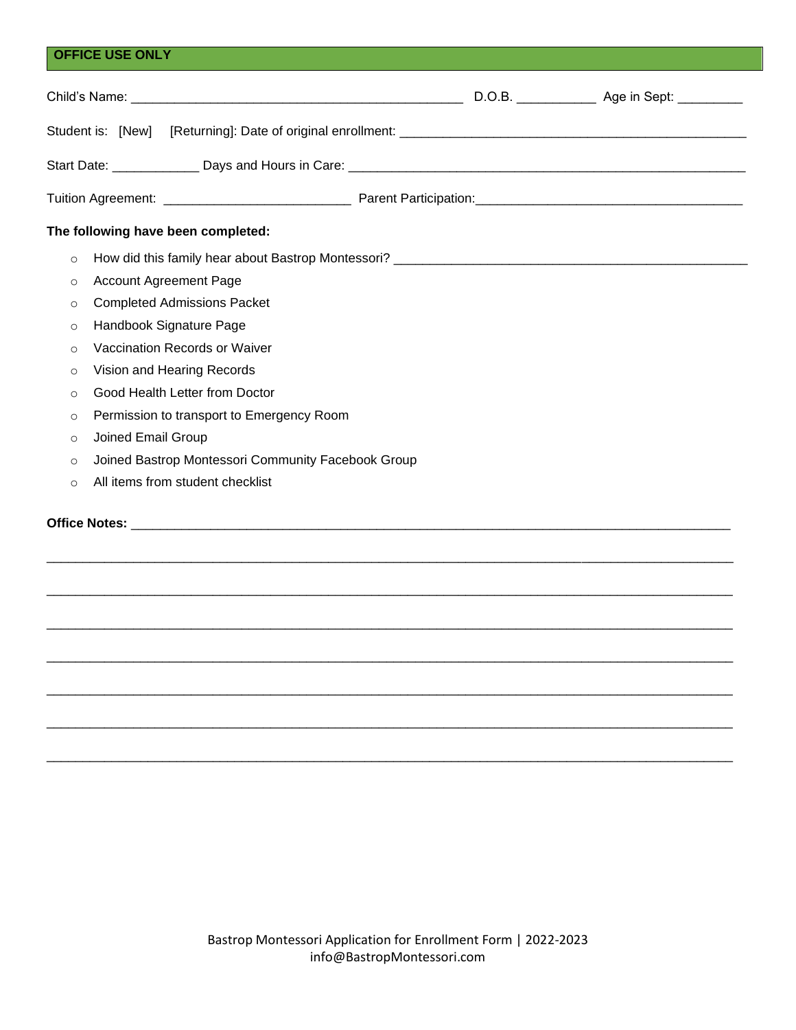**OFFICE USE ONLY**

Child's Name: _______________________________________________ D.O.B. ___________ Age in Sept: _________

Student is: [New] [Returning]: Date of original enrollment: _________________________________________________

Start Date: ____________ Days and Hours in Care: _________________________________________________________

Tuition Agreement: _________________________ Parent Participation:_____________________________________

**The following have been completed:**

- How did this family hear about Bastrop Montessori? _________________________________________________
- Account Agreement Page
- Completed Admissions Packet
- Handbook Signature Page
- Vaccination Records or Waiver
- Vision and Hearing Records
- Good Health Letter from Doctor
- Permission to transport to Emergency Room
- Joined Email Group
- Joined Bastrop Montessori Community Facebook Group
- All items from student checklist

**Office Notes:** _______________________________________________________________________________________

______________________________________________________________________________________________

______________________________________________________________________________________________

______________________________________________________________________________________________

______________________________________________________________________________________________

______________________________________________________________________________________________

______________________________________________________________________________________________

______________________________________________________________________________________________

Bastrop Montessori Application for Enrollment Form | 2022-2023
info@BastropMontessori.com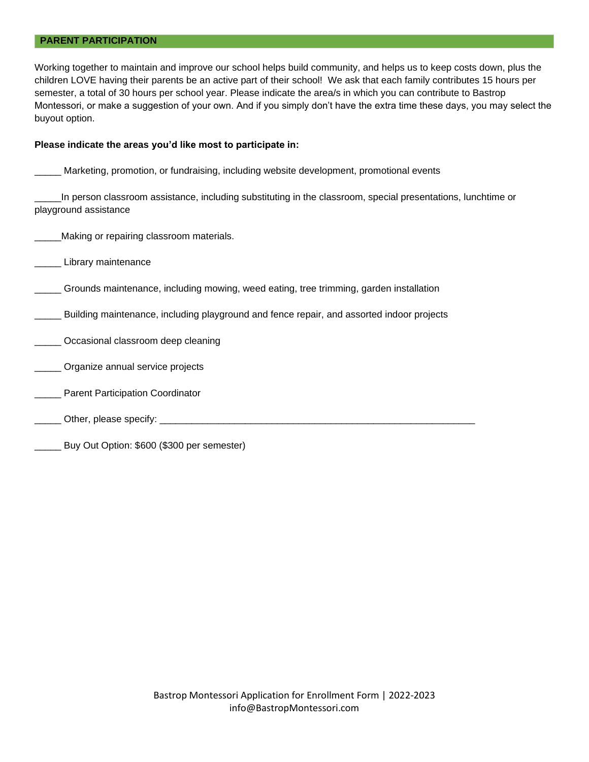## PARENT PARTICIPATION

Working together to maintain and improve our school helps build community, and helps us to keep costs down, plus the children LOVE having their parents be an active part of their school! We ask that each family contributes 15 hours per semester, a total of 30 hours per school year. Please indicate the area/s in which you can contribute to Bastrop Montessori, or make a suggestion of your own. And if you simply don't have the extra time these days, you may select the buyout option.

**Please indicate the areas you'd like most to participate in:**

_____ Marketing, promotion, or fundraising, including website development, promotional events

_____In person classroom assistance, including substituting in the classroom, special presentations, lunchtime or playground assistance

_____Making or repairing classroom materials.

_____ Library maintenance

_____ Grounds maintenance, including mowing, weed eating, tree trimming, garden installation

_____ Building maintenance, including playground and fence repair, and assorted indoor projects

_____ Occasional classroom deep cleaning

_____ Organize annual service projects

_____ Parent Participation Coordinator

_____ Other, please specify: ______________________________________________________________

_____ Buy Out Option: $600 ($300 per semester)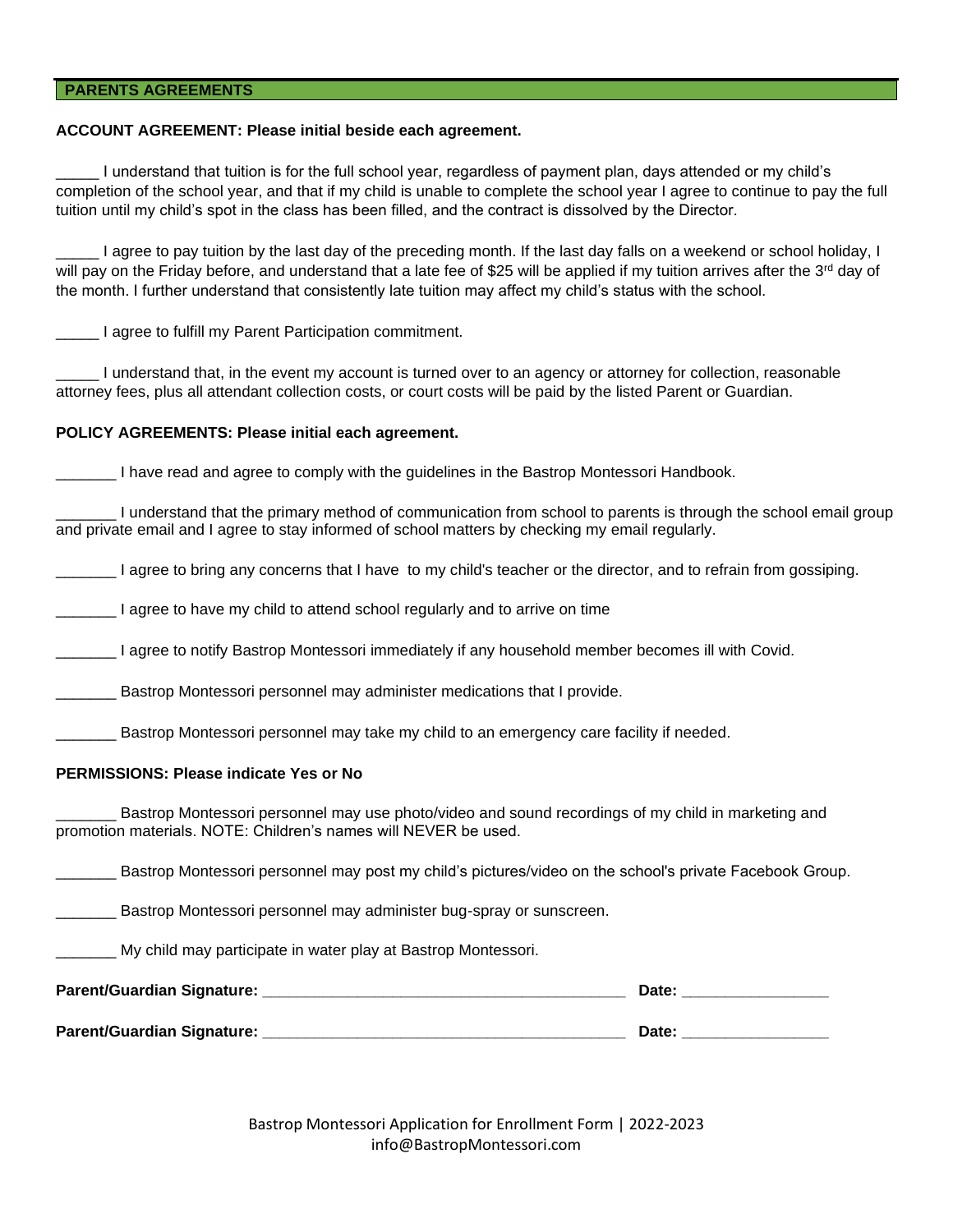## PARENTS AGREEMENTS

**ACCOUNT AGREEMENT: Please initial beside each agreement.**

_____ I understand that tuition is for the full school year, regardless of payment plan, days attended or my child's completion of the school year, and that if my child is unable to complete the school year I agree to continue to pay the full tuition until my child's spot in the class has been filled, and the contract is dissolved by the Director.

_____ I agree to pay tuition by the last day of the preceding month. If the last day falls on a weekend or school holiday, I will pay on the Friday before, and understand that a late fee of $25 will be applied if my tuition arrives after the 3rd day of the month. I further understand that consistently late tuition may affect my child's status with the school.

_____ I agree to fulfill my Parent Participation commitment.

_____ I understand that, in the event my account is turned over to an agency or attorney for collection, reasonable attorney fees, plus all attendant collection costs, or court costs will be paid by the listed Parent or Guardian.

**POLICY AGREEMENTS: Please initial each agreement.**

_______ I have read and agree to comply with the guidelines in the Bastrop Montessori Handbook.

_______ I understand that the primary method of communication from school to parents is through the school email group and private email and I agree to stay informed of school matters by checking my email regularly.

_______ I agree to bring any concerns that I have to my child's teacher or the director, and to refrain from gossiping.

_______ I agree to have my child to attend school regularly and to arrive on time

_______ I agree to notify Bastrop Montessori immediately if any household member becomes ill with Covid.

_______ Bastrop Montessori personnel may administer medications that I provide.

_______ Bastrop Montessori personnel may take my child to an emergency care facility if needed.

**PERMISSIONS: Please indicate Yes or No**

_______ Bastrop Montessori personnel may use photo/video and sound recordings of my child in marketing and promotion materials. NOTE: Children's names will NEVER be used.

_______ Bastrop Montessori personnel may post my child's pictures/video on the school's private Facebook Group.

_______ Bastrop Montessori personnel may administer bug-spray or sunscreen.

_______ My child may participate in water play at Bastrop Montessori.

**Parent/Guardian Signature:** ___________________________________________ **Date:** _________________

**Parent/Guardian Signature:** ___________________________________________ **Date:** _________________

Bastrop Montessori Application for Enrollment Form | 2022-2023
info@BastropMontessori.com